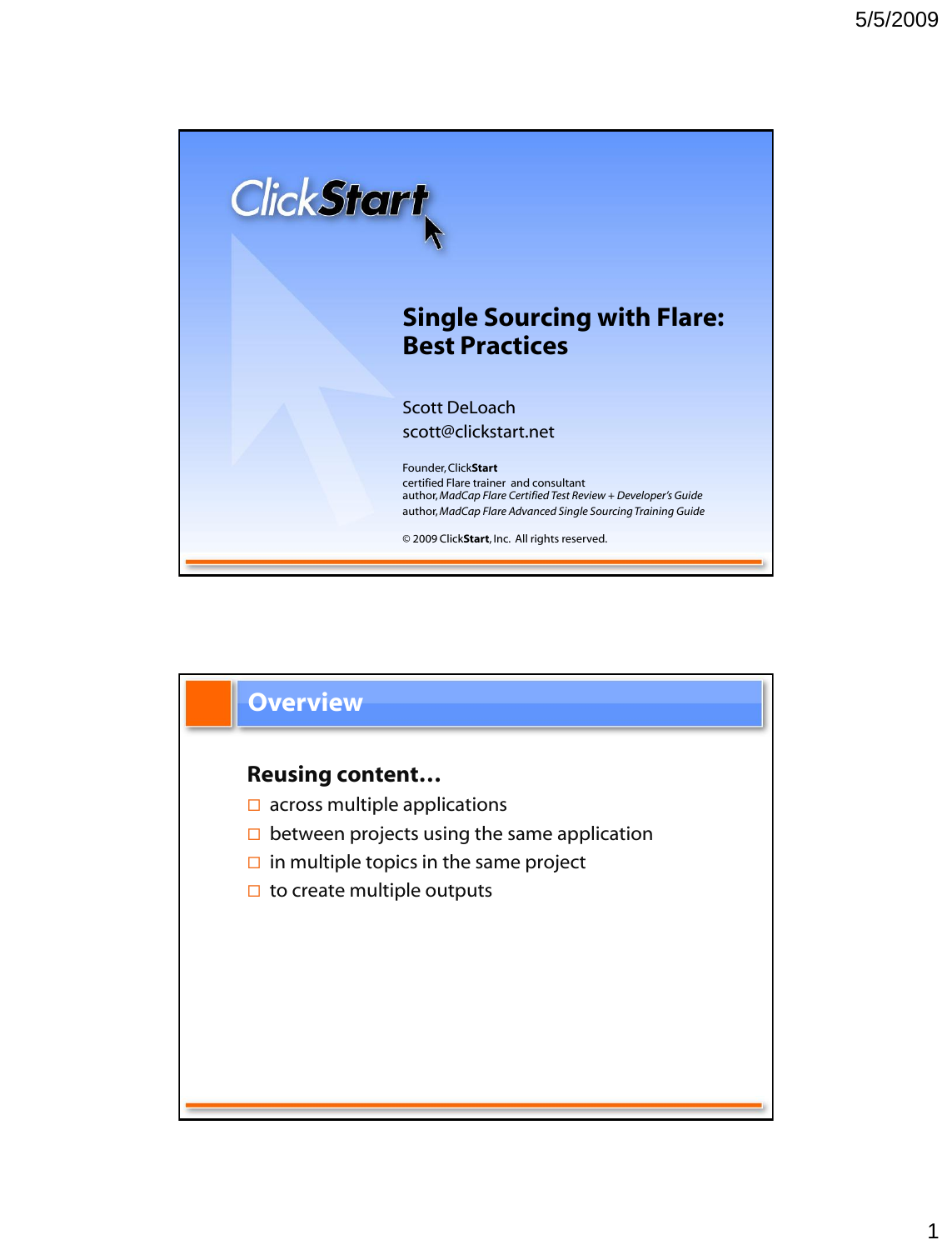ClickStart

# Single Sourcing with Flare: Best Practices

Scott DeLoach
scott@clickstart.net

Founder, Click**Start**
certified Flare trainer and consultant
author, *MadCap Flare Certified Test Review + Developer's Guide*
author, *MadCap Flare Advanced Single Sourcing Training Guide*

© 2009 Click**Start**, Inc. All rights reserved.

## Overview

**Reusing content…**

- across multiple applications
- between projects using the same application
- in multiple topics in the same project
- to create multiple outputs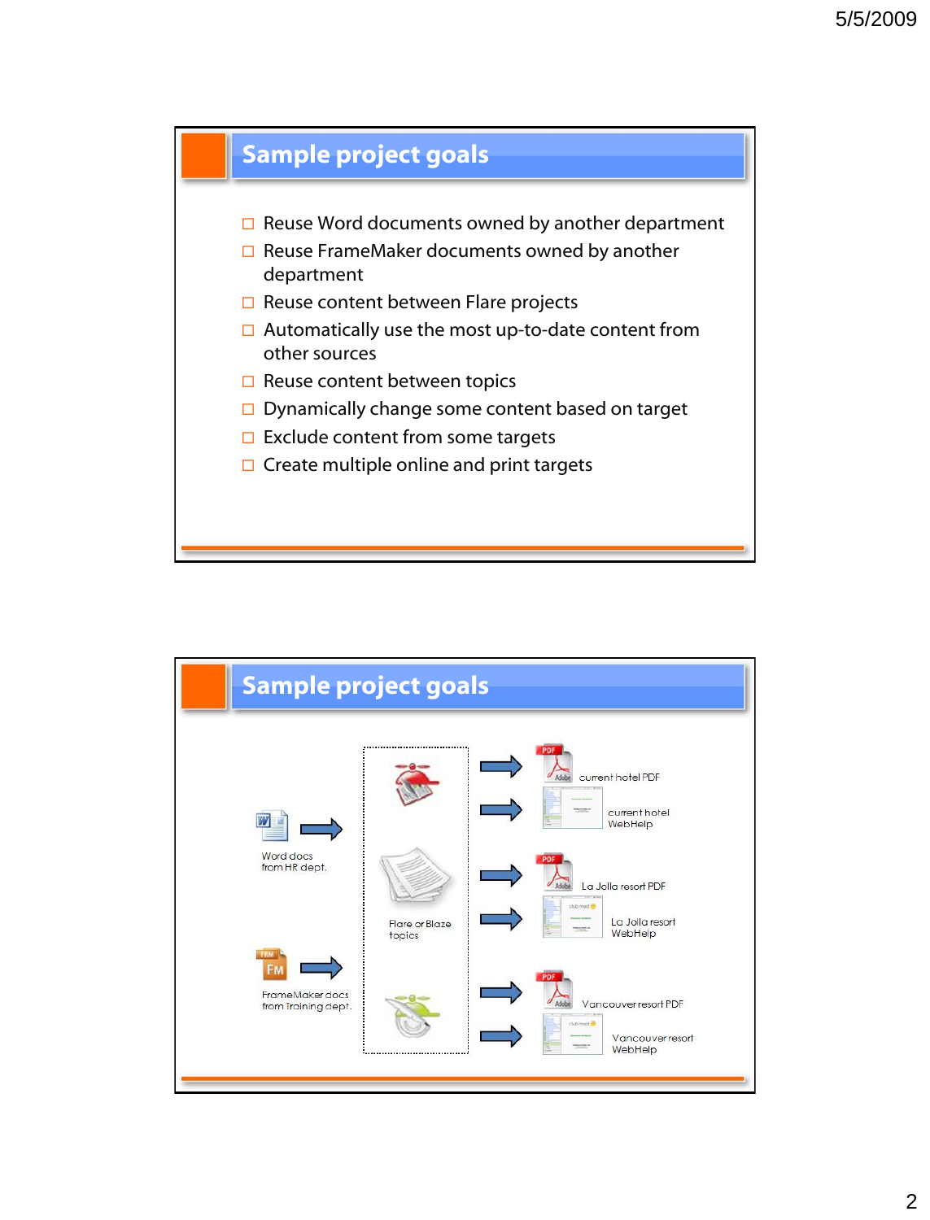## Sample project goals

- Reuse Word documents owned by another department
- Reuse FrameMaker documents owned by another department
- Reuse content between Flare projects
- Automatically use the most up-to-date content from other sources
- Reuse content between topics
- Dynamically change some content based on target
- Exclude content from some targets
- Create multiple online and print targets

## Sample project goals

Word docs from HR dept.

FrameMaker docs from Training dept.

Flare or Blaze topics

current hotel PDF

current hotel WebHelp

La Jolla resort PDF

La Jolla resort WebHelp

Vancouver resort PDF

Vancouver resort WebHelp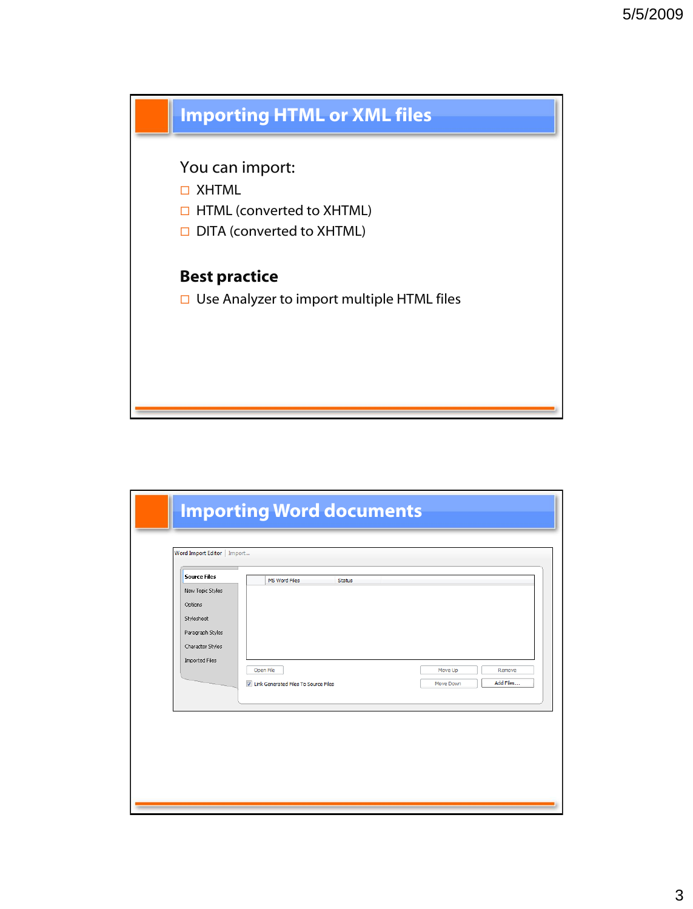## Importing HTML or XML files

You can import:

- XHTML
- HTML (converted to XHTML)
- DITA (converted to XHTML)

**Best practice**

- Use Analyzer to import multiple HTML files

## Importing Word documents

Word Import Editor | Import...

- Source Files
- New Topic Styles
- Options
- Stylesheet
- Paragraph Styles
- Character Styles
- Imported Files

| | MS Word Files | Status |
|---|---|---|

Open File | Move Up | Remove | Move Down | Add Files...

☑ Link Generated Files To Source Files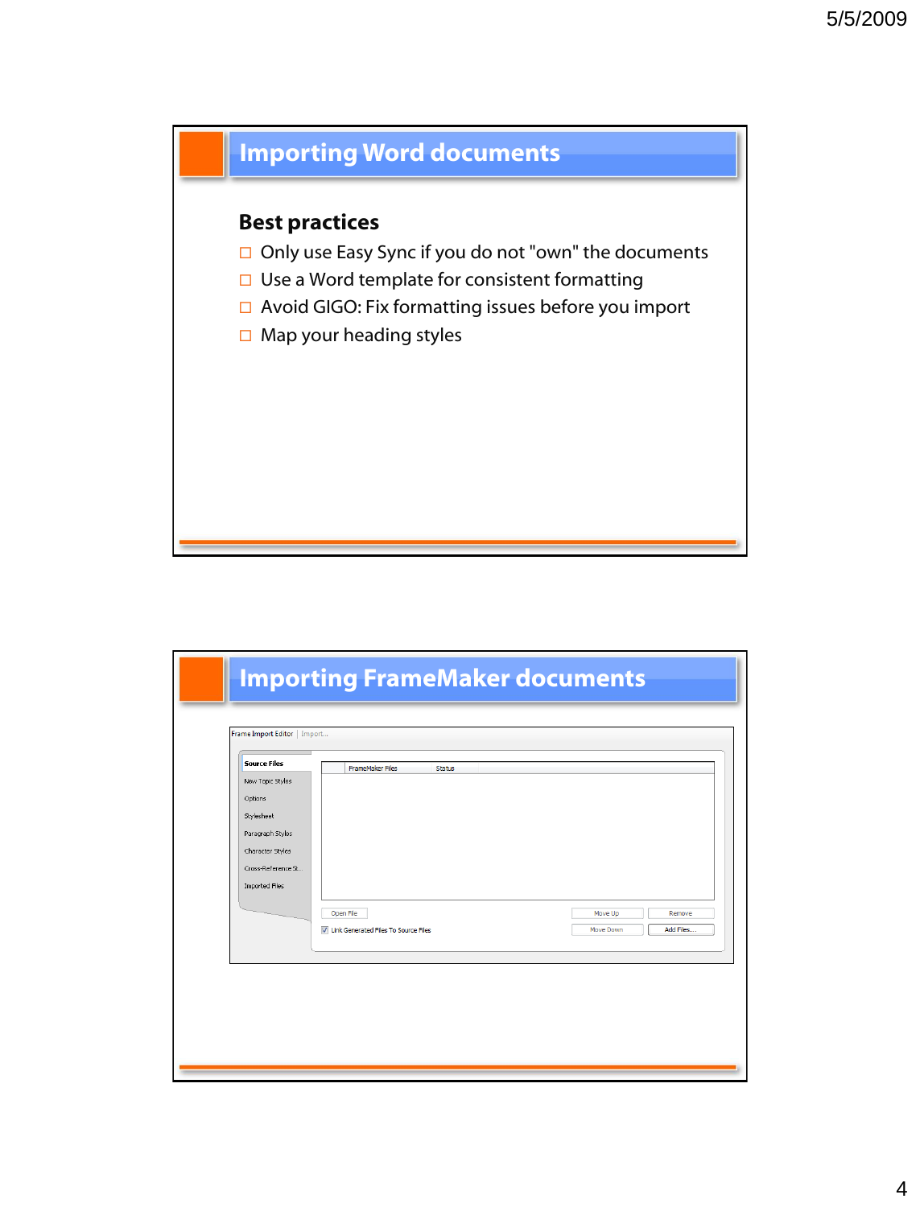# Importing Word documents

**Best practices**

- Only use Easy Sync if you do not "own" the documents
- Use a Word template for consistent formatting
- Avoid GIGO: Fix formatting issues before you import
- Map your heading styles

# Importing FrameMaker documents

Frame Import Editor | Import...

- Source Files
- New Topic Styles
- Options
- Stylesheet
- Paragraph Styles
- Character Styles
- Cross-Reference St...
- Imported Files

| FrameMaker Files | Status |
| --- | --- |

Open File | Move Up | Remove

☑ Link Generated Files To Source Files | Move Down | Add Files...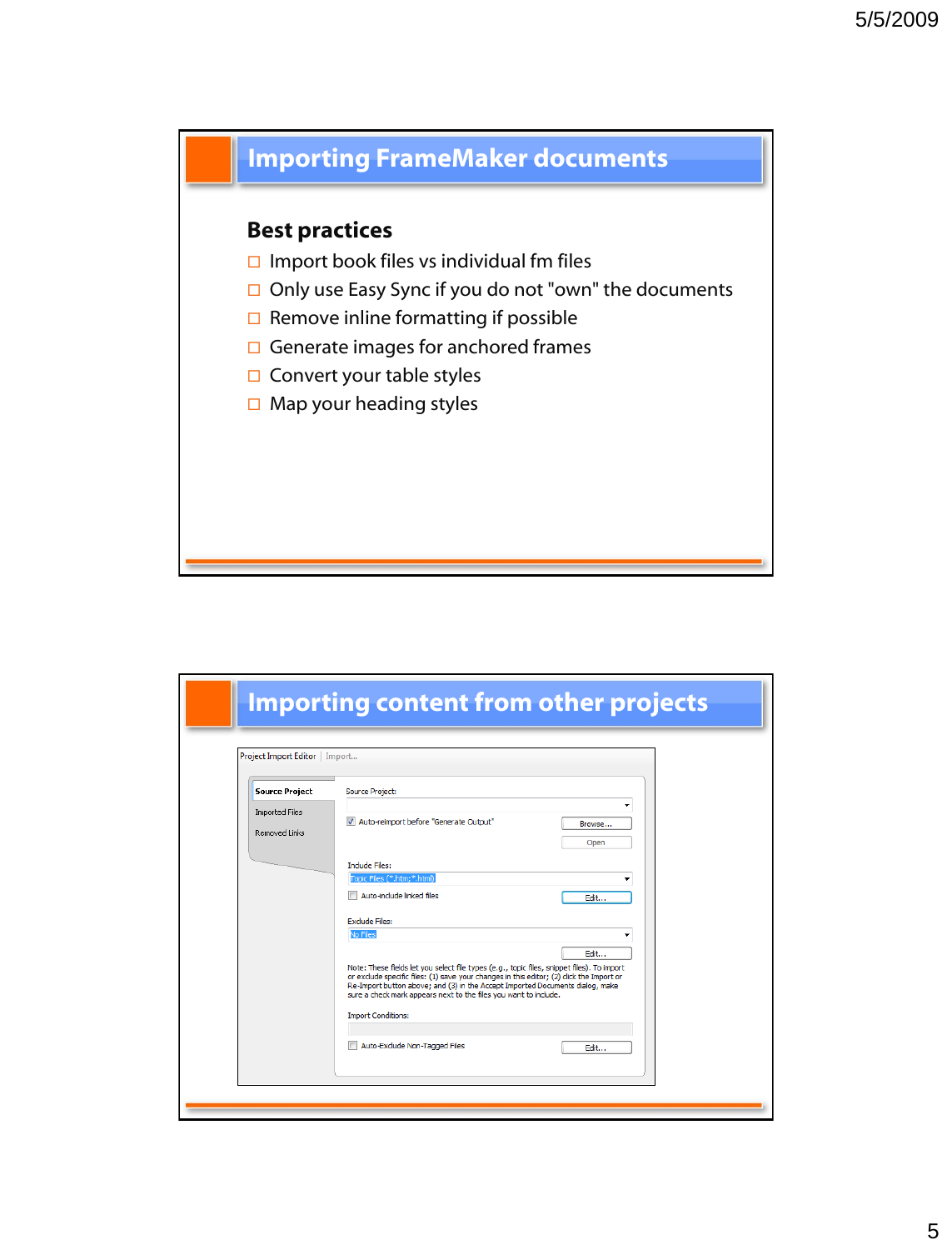# Importing FrameMaker documents

## Best practices

- Import book files vs individual fm files
- Only use Easy Sync if you do not "own" the documents
- Remove inline formatting if possible
- Generate images for anchored frames
- Convert your table styles
- Map your heading styles

# Importing content from other projects

Project Import Editor | Import...

Source Project
Imported Files
Removed Links

Source Project:

Auto-reimport before "Generate Output"

Browse...

Open

Include Files:

Topic Files (*.htm;*.html)

Auto-include linked files

Edit...

Exclude Files:

No Files

Edit...

Note: These fields let you select file types (e.g., topic files, snippet files). To import or exclude specific files: (1) save your changes in this editor; (2) click the Import or Re-Import button above; and (3) in the Accept Imported Documents dialog, make sure a check mark appears next to the files you want to include.

Import Conditions:

Auto-Exclude Non-Tagged Files

Edit...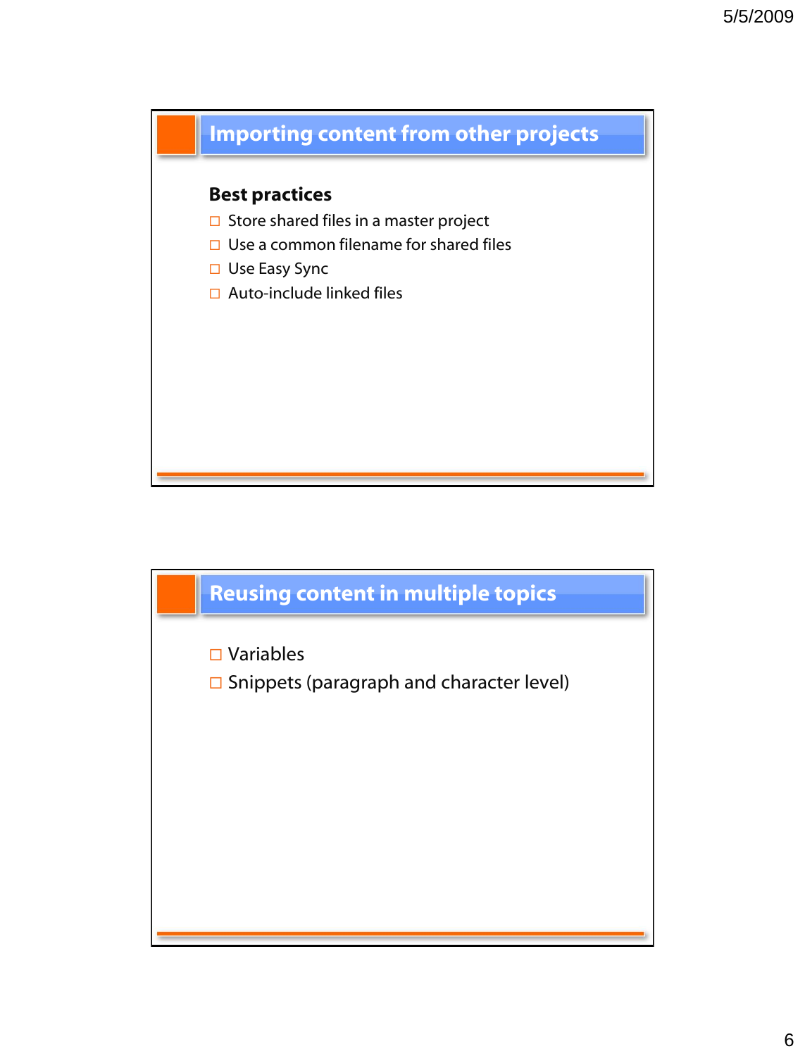## Importing content from other projects

**Best practices**

- Store shared files in a master project
- Use a common filename for shared files
- Use Easy Sync
- Auto-include linked files

## Reusing content in multiple topics

- Variables
- Snippets (paragraph and character level)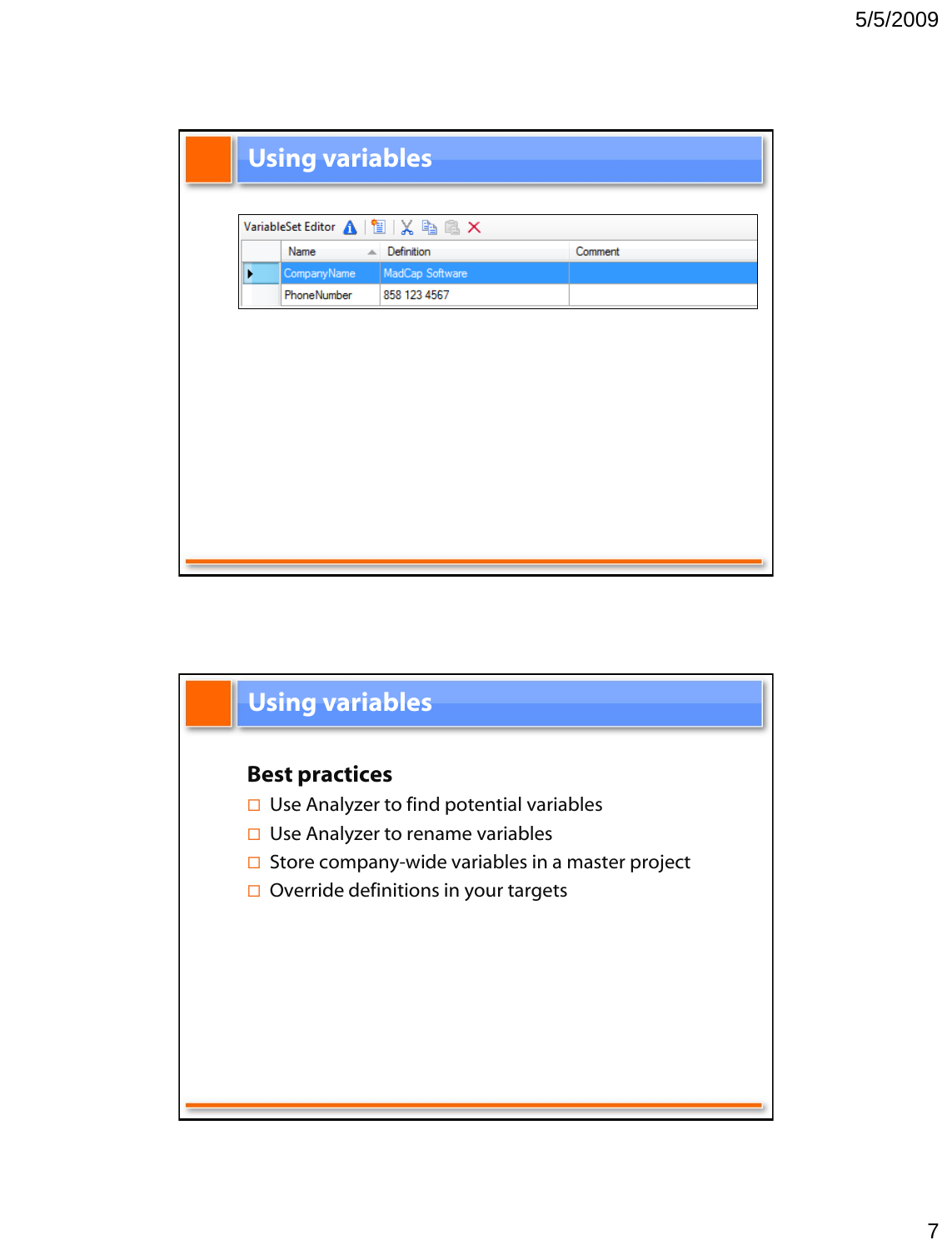## Using variables

VariableSet Editor

| Name | Definition | Comment |
|---|---|---|
| CompanyName | MadCap Software | |
| PhoneNumber | 858 123 4567 | |

## Using variables

### Best practices

- Use Analyzer to find potential variables
- Use Analyzer to rename variables
- Store company-wide variables in a master project
- Override definitions in your targets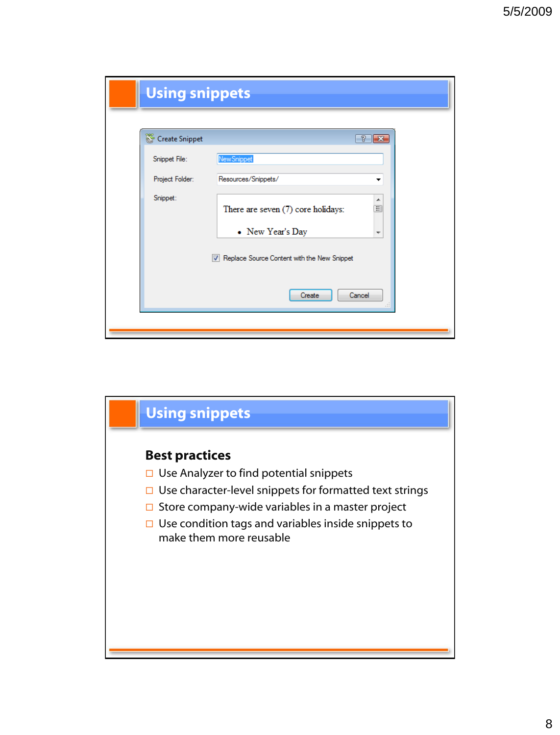## Using snippets

Create Snippet

Snippet File: NewSnippet

Project Folder: Resources/Snippets/

Snippet: There are seven (7) core holidays:

- New Year's Day

☑ Replace Source Content with the New Snippet

Create | Cancel

## Using snippets

### Best practices

- Use Analyzer to find potential snippets
- Use character-level snippets for formatted text strings
- Store company-wide variables in a master project
- Use condition tags and variables inside snippets to make them more reusable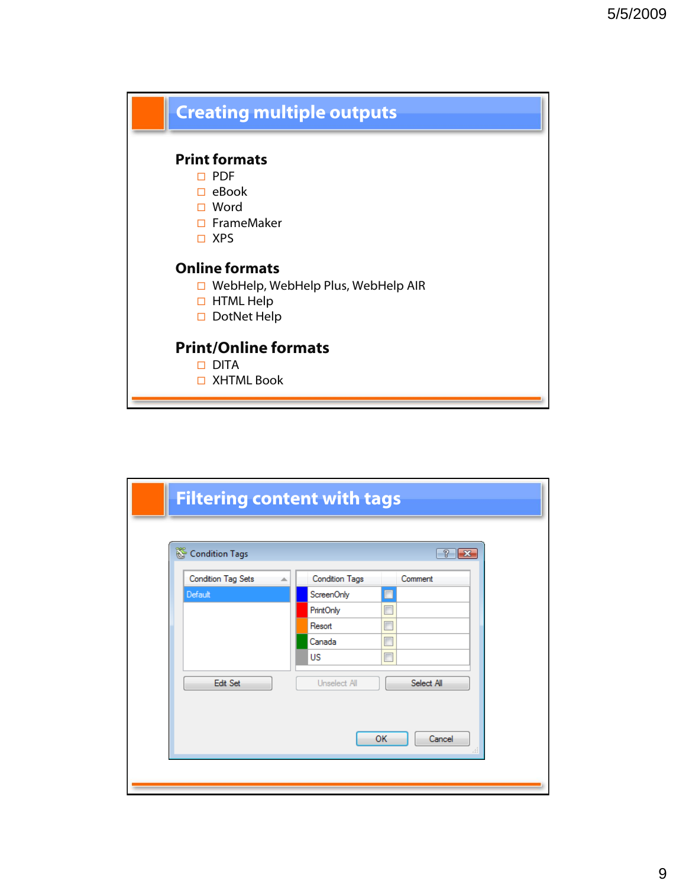## Creating multiple outputs

**Print formats**

- PDF
- eBook
- Word
- FrameMaker
- XPS

**Online formats**

- WebHelp, WebHelp Plus, WebHelp AIR
- HTML Help
- DotNet Help

**Print/Online formats**

- DITA
- XHTML Book

## Filtering content with tags

Condition Tags

| Condition Tag Sets |
|---|
| Default |

| Condition Tags | | Comment |
|---|---|---|
| ScreenOnly | ☐ | |
| PrintOnly | ☐ | |
| Resort | ☐ | |
| Canada | ☐ | |
| US | ☐ | |

Edit Set | Unselect All | Select All

OK | Cancel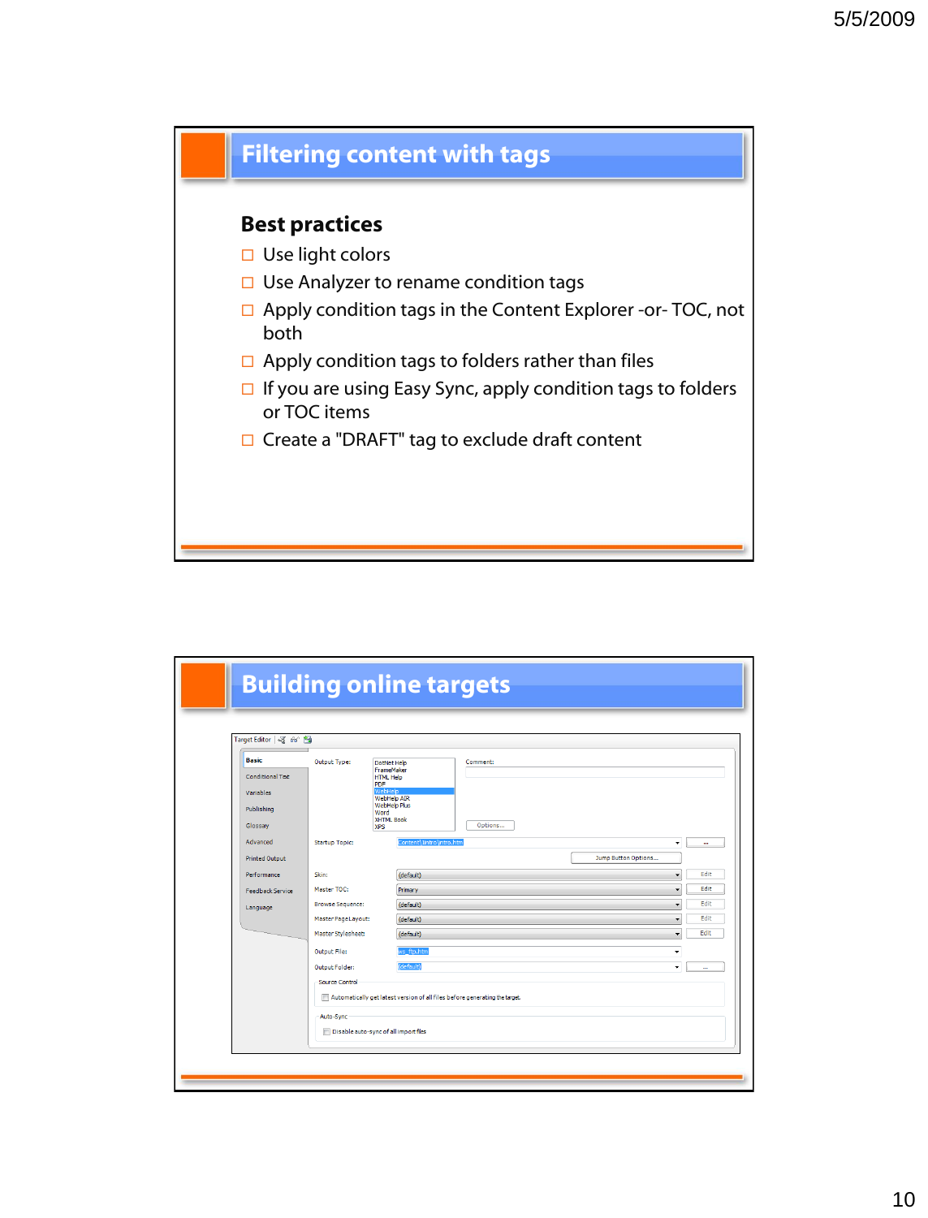## Filtering content with tags

### Best practices

- Use light colors
- Use Analyzer to rename condition tags
- Apply condition tags in the Content Explorer -or- TOC, not both
- Apply condition tags to folders rather than files
- If you are using Easy Sync, apply condition tags to folders or TOC items
- Create a "DRAFT" tag to exclude draft content

## Building online targets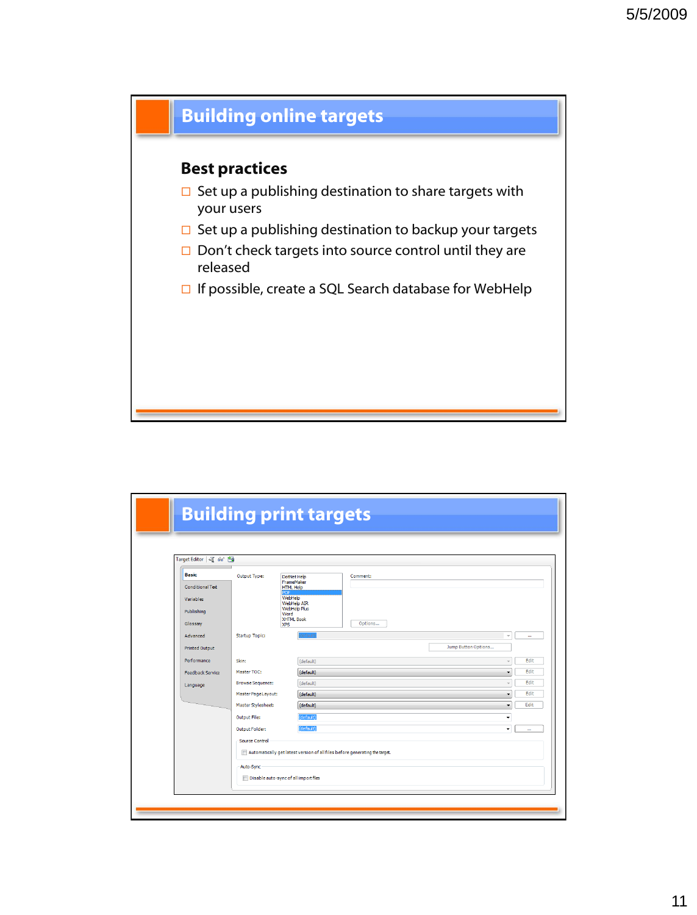## Building online targets

### Best practices

- Set up a publishing destination to share targets with your users
- Set up a publishing destination to backup your targets
- Don't check targets into source control until they are released
- If possible, create a SQL Search database for WebHelp

## Building print targets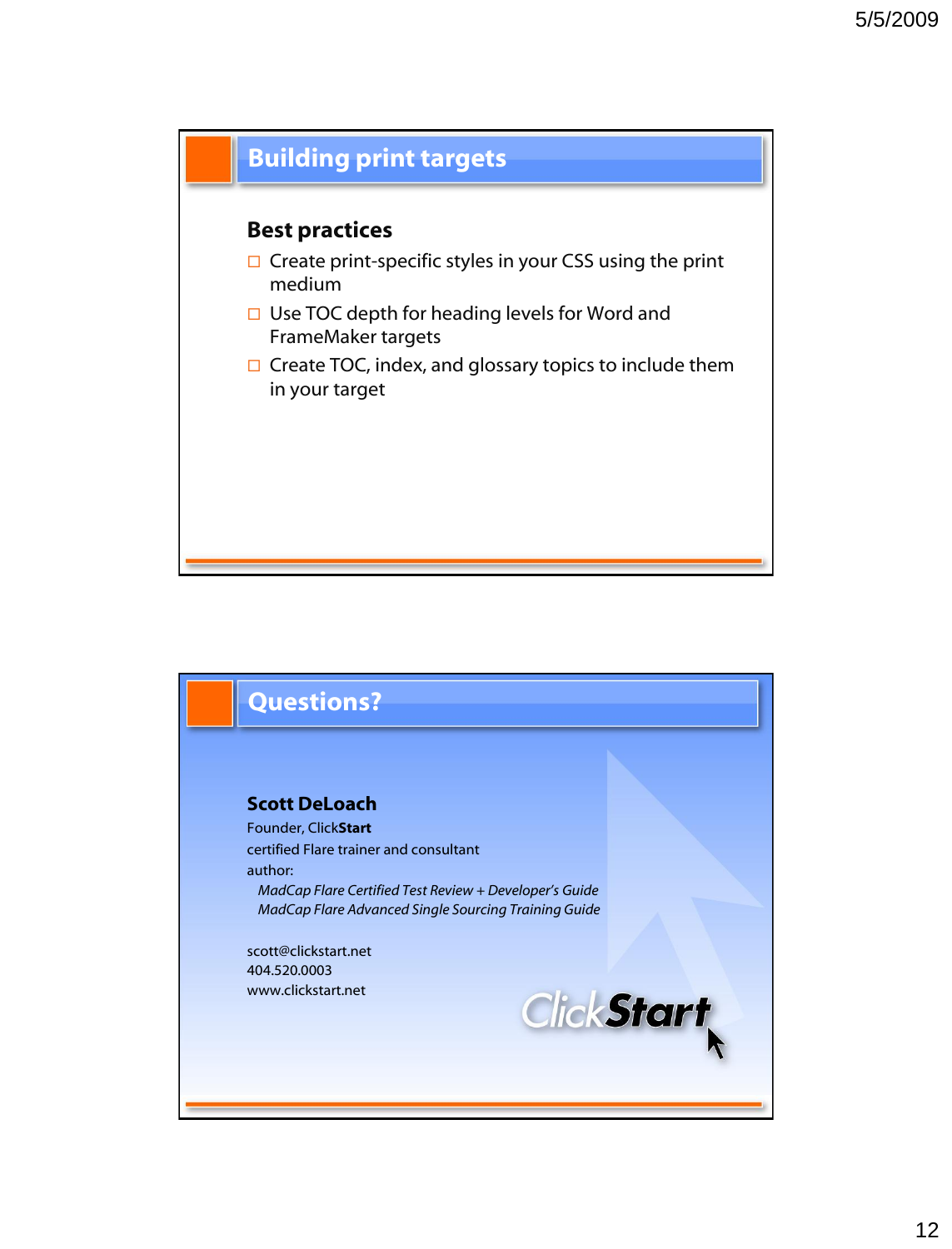# Building print targets

## Best practices

- Create print-specific styles in your CSS using the print medium
- Use TOC depth for heading levels for Word and FrameMaker targets
- Create TOC, index, and glossary topics to include them in your target

# Questions?

**Scott DeLoach**

Founder, Click**Start**

certified Flare trainer and consultant

author:

*MadCap Flare Certified Test Review + Developer's Guide*

*MadCap Flare Advanced Single Sourcing Training Guide*

scott@clickstart.net

404.520.0003

www.clickstart.net

ClickStart